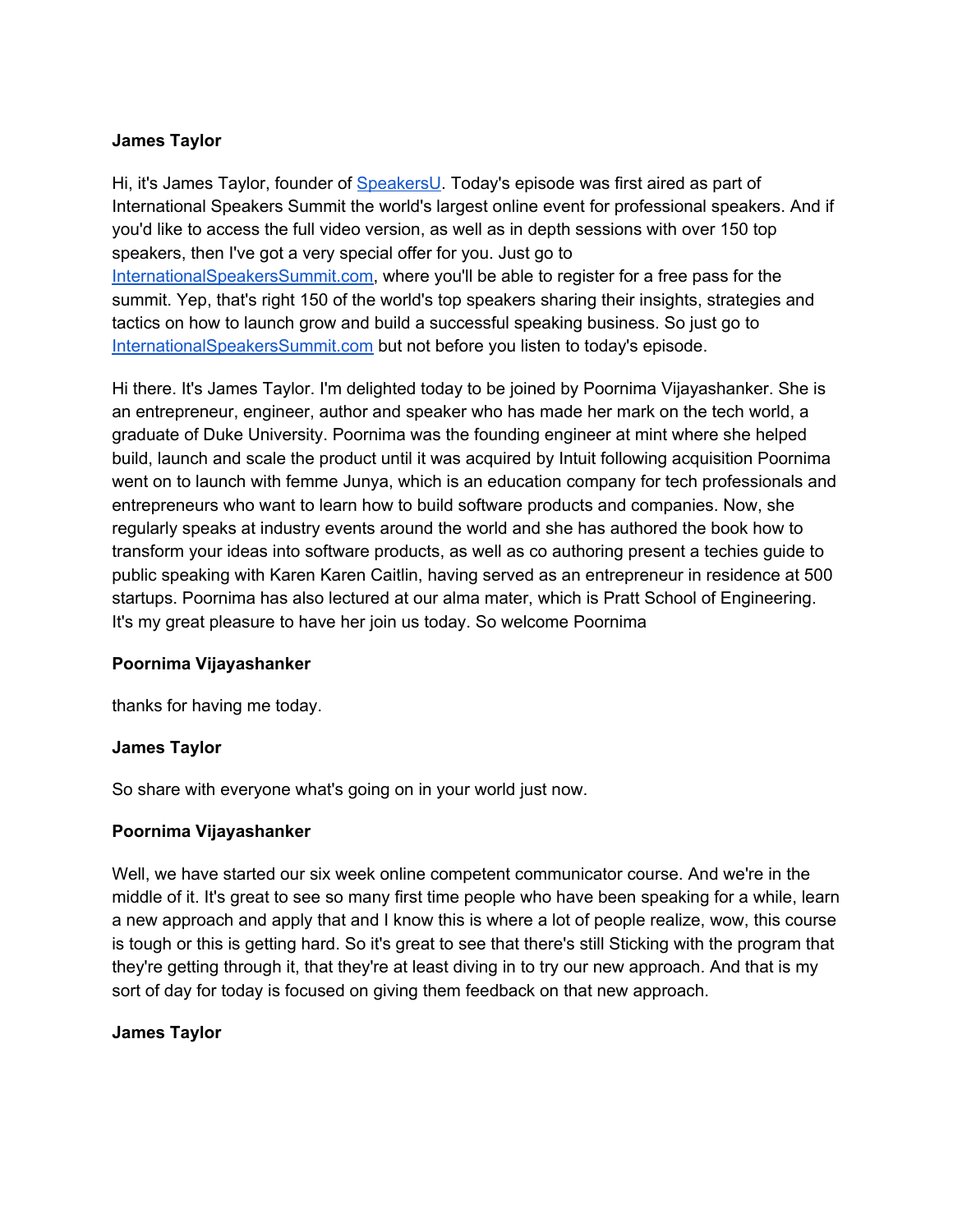**James Taylor**

Hi, it's James Taylor, founder of [SpeakersU](). Today's episode was first aired as part of International Speakers Summit the world's largest online event for professional speakers. And if you'd like to access the full video version, as well as in depth sessions with over 150 top speakers, then I've got a very special offer for you. Just go to [InternationalSpeakersSummit.com](), where you'll be able to register for a free pass for the summit. Yep, that's right 150 of the world's top speakers sharing their insights, strategies and tactics on how to launch grow and build a successful speaking business. So just go to [InternationalSpeakersSummit.com]() but not before you listen to today's episode.

Hi there. It's James Taylor. I'm delighted today to be joined by Poornima Vijayashanker. She is an entrepreneur, engineer, author and speaker who has made her mark on the tech world, a graduate of Duke University. Poornima was the founding engineer at mint where she helped build, launch and scale the product until it was acquired by Intuit following acquisition Poornima went on to launch with femme Junya, which is an education company for tech professionals and entrepreneurs who want to learn how to build software products and companies. Now, she regularly speaks at industry events around the world and she has authored the book how to transform your ideas into software products, as well as co authoring present a techies guide to public speaking with Karen Karen Caitlin, having served as an entrepreneur in residence at 500 startups. Poornima has also lectured at our alma mater, which is Pratt School of Engineering. It's my great pleasure to have her join us today. So welcome Poornima

**Poornima Vijayashanker**

thanks for having me today.

**James Taylor**

So share with everyone what's going on in your world just now.

**Poornima Vijayashanker**

Well, we have started our six week online competent communicator course. And we're in the middle of it. It's great to see so many first time people who have been speaking for a while, learn a new approach and apply that and I know this is where a lot of people realize, wow, this course is tough or this is getting hard. So it's great to see that there's still Sticking with the program that they're getting through it, that they're at least diving in to try our new approach. And that is my sort of day for today is focused on giving them feedback on that new approach.

**James Taylor**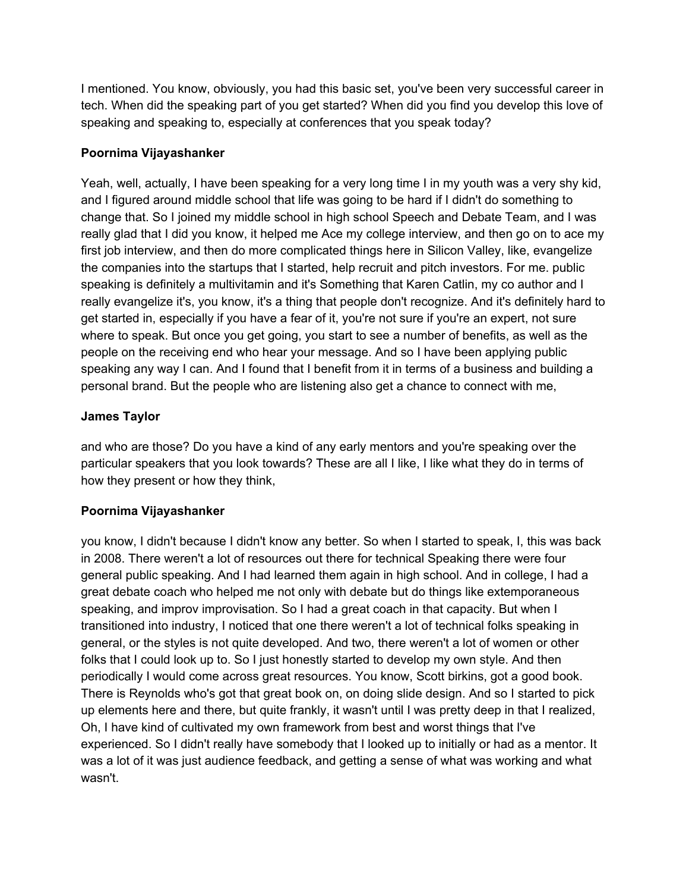I mentioned. You know, obviously, you had this basic set, you've been very successful career in tech. When did the speaking part of you get started? When did you find you develop this love of speaking and speaking to, especially at conferences that you speak today?

**Poornima Vijayashanker**

Yeah, well, actually, I have been speaking for a very long time I in my youth was a very shy kid, and I figured around middle school that life was going to be hard if I didn't do something to change that. So I joined my middle school in high school Speech and Debate Team, and I was really glad that I did you know, it helped me Ace my college interview, and then go on to ace my first job interview, and then do more complicated things here in Silicon Valley, like, evangelize the companies into the startups that I started, help recruit and pitch investors. For me. public speaking is definitely a multivitamin and it's Something that Karen Catlin, my co author and I really evangelize it's, you know, it's a thing that people don't recognize. And it's definitely hard to get started in, especially if you have a fear of it, you're not sure if you're an expert, not sure where to speak. But once you get going, you start to see a number of benefits, as well as the people on the receiving end who hear your message. And so I have been applying public speaking any way I can. And I found that I benefit from it in terms of a business and building a personal brand. But the people who are listening also get a chance to connect with me,

**James Taylor**

and who are those? Do you have a kind of any early mentors and you're speaking over the particular speakers that you look towards? These are all I like, I like what they do in terms of how they present or how they think,

**Poornima Vijayashanker**

you know, I didn't because I didn't know any better. So when I started to speak, I, this was back in 2008. There weren't a lot of resources out there for technical Speaking there were four general public speaking. And I had learned them again in high school. And in college, I had a great debate coach who helped me not only with debate but do things like extemporaneous speaking, and improv improvisation. So I had a great coach in that capacity. But when I transitioned into industry, I noticed that one there weren't a lot of technical folks speaking in general, or the styles is not quite developed. And two, there weren't a lot of women or other folks that I could look up to. So I just honestly started to develop my own style. And then periodically I would come across great resources. You know, Scott birkins, got a good book. There is Reynolds who's got that great book on, on doing slide design. And so I started to pick up elements here and there, but quite frankly, it wasn't until I was pretty deep in that I realized, Oh, I have kind of cultivated my own framework from best and worst things that I've experienced. So I didn't really have somebody that I looked up to initially or had as a mentor. It was a lot of it was just audience feedback, and getting a sense of what was working and what wasn't.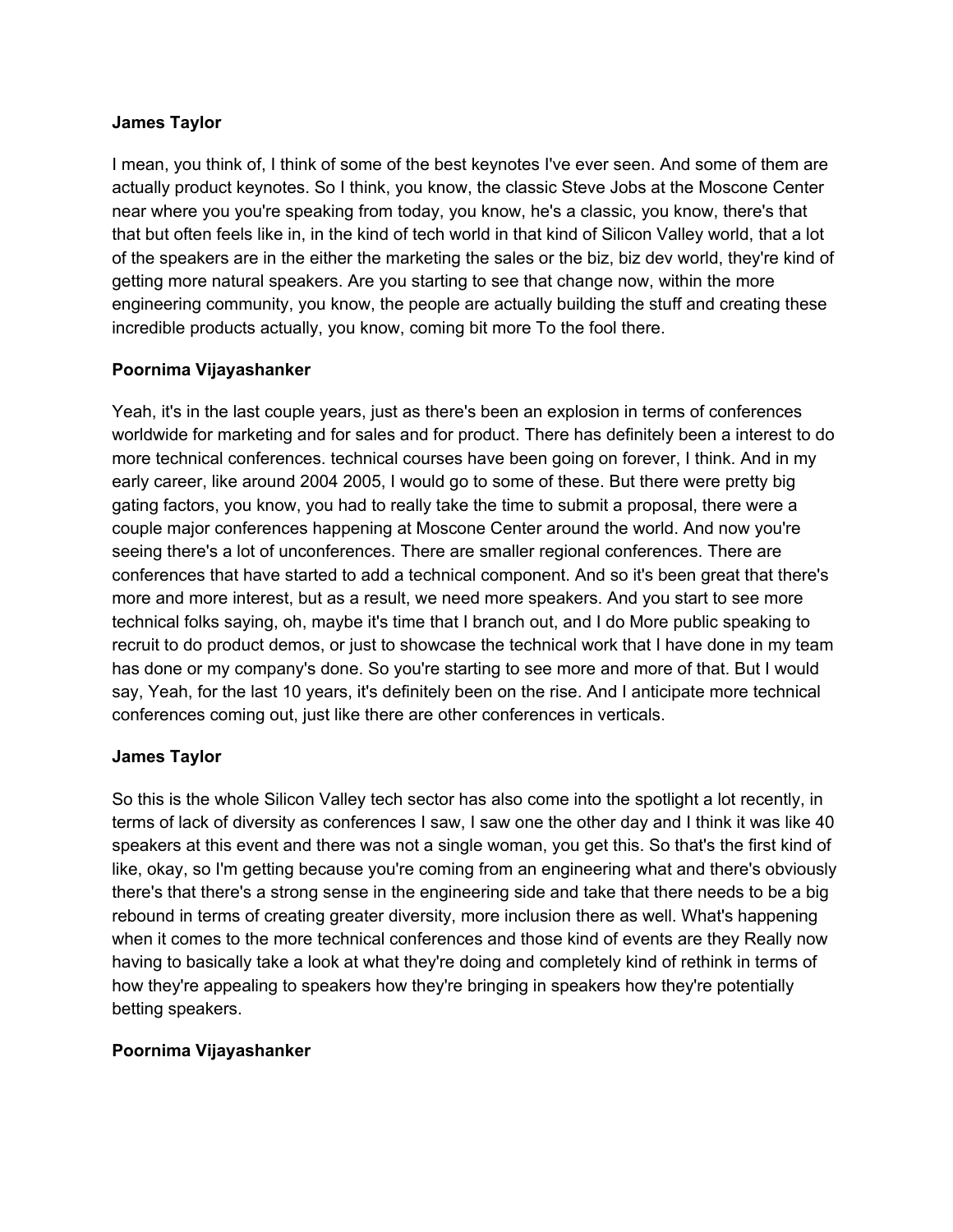**James Taylor**

I mean, you think of, I think of some of the best keynotes I've ever seen. And some of them are actually product keynotes. So I think, you know, the classic Steve Jobs at the Moscone Center near where you you're speaking from today, you know, he's a classic, you know, there's that that but often feels like in, in the kind of tech world in that kind of Silicon Valley world, that a lot of the speakers are in the either the marketing the sales or the biz, biz dev world, they're kind of getting more natural speakers. Are you starting to see that change now, within the more engineering community, you know, the people are actually building the stuff and creating these incredible products actually, you know, coming bit more To the fool there.

**Poornima Vijayashanker**

Yeah, it's in the last couple years, just as there's been an explosion in terms of conferences worldwide for marketing and for sales and for product. There has definitely been a interest to do more technical conferences. technical courses have been going on forever, I think. And in my early career, like around 2004 2005, I would go to some of these. But there were pretty big gating factors, you know, you had to really take the time to submit a proposal, there were a couple major conferences happening at Moscone Center around the world. And now you're seeing there's a lot of unconferences. There are smaller regional conferences. There are conferences that have started to add a technical component. And so it's been great that there's more and more interest, but as a result, we need more speakers. And you start to see more technical folks saying, oh, maybe it's time that I branch out, and I do More public speaking to recruit to do product demos, or just to showcase the technical work that I have done in my team has done or my company's done. So you're starting to see more and more of that. But I would say, Yeah, for the last 10 years, it's definitely been on the rise. And I anticipate more technical conferences coming out, just like there are other conferences in verticals.

**James Taylor**

So this is the whole Silicon Valley tech sector has also come into the spotlight a lot recently, in terms of lack of diversity as conferences I saw, I saw one the other day and I think it was like 40 speakers at this event and there was not a single woman, you get this. So that's the first kind of like, okay, so I'm getting because you're coming from an engineering what and there's obviously there's that there's a strong sense in the engineering side and take that there needs to be a big rebound in terms of creating greater diversity, more inclusion there as well. What's happening when it comes to the more technical conferences and those kind of events are they Really now having to basically take a look at what they're doing and completely kind of rethink in terms of how they're appealing to speakers how they're bringing in speakers how they're potentially betting speakers.

**Poornima Vijayashanker**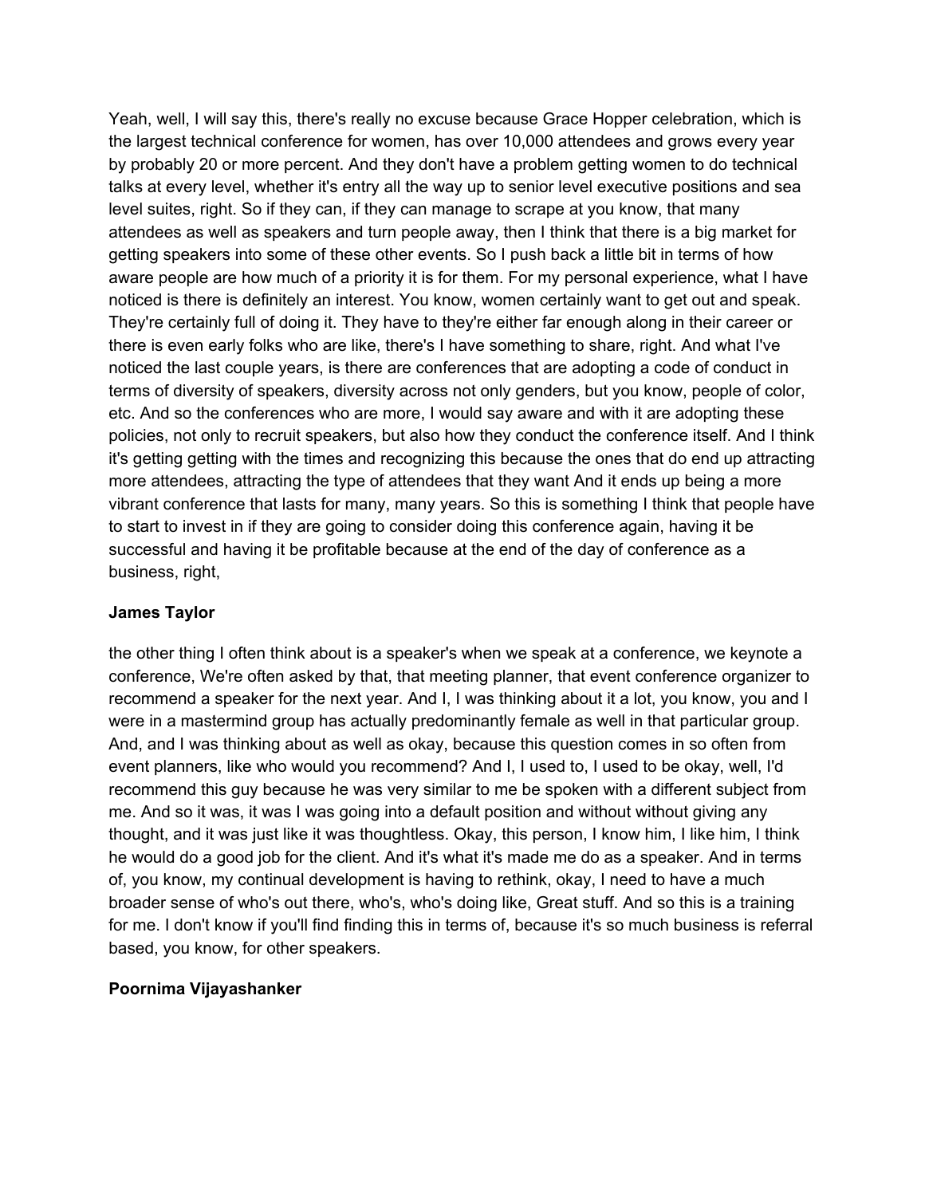Yeah, well, I will say this, there's really no excuse because Grace Hopper celebration, which is the largest technical conference for women, has over 10,000 attendees and grows every year by probably 20 or more percent. And they don't have a problem getting women to do technical talks at every level, whether it's entry all the way up to senior level executive positions and sea level suites, right. So if they can, if they can manage to scrape at you know, that many attendees as well as speakers and turn people away, then I think that there is a big market for getting speakers into some of these other events. So I push back a little bit in terms of how aware people are how much of a priority it is for them. For my personal experience, what I have noticed is there is definitely an interest. You know, women certainly want to get out and speak. They're certainly full of doing it. They have to they're either far enough along in their career or there is even early folks who are like, there's I have something to share, right. And what I've noticed the last couple years, is there are conferences that are adopting a code of conduct in terms of diversity of speakers, diversity across not only genders, but you know, people of color, etc. And so the conferences who are more, I would say aware and with it are adopting these policies, not only to recruit speakers, but also how they conduct the conference itself. And I think it's getting getting with the times and recognizing this because the ones that do end up attracting more attendees, attracting the type of attendees that they want And it ends up being a more vibrant conference that lasts for many, many years. So this is something I think that people have to start to invest in if they are going to consider doing this conference again, having it be successful and having it be profitable because at the end of the day of conference as a business, right,

**James Taylor**

the other thing I often think about is a speaker's when we speak at a conference, we keynote a conference, We're often asked by that, that meeting planner, that event conference organizer to recommend a speaker for the next year. And I, I was thinking about it a lot, you know, you and I were in a mastermind group has actually predominantly female as well in that particular group. And, and I was thinking about as well as okay, because this question comes in so often from event planners, like who would you recommend? And I, I used to, I used to be okay, well, I'd recommend this guy because he was very similar to me be spoken with a different subject from me. And so it was, it was I was going into a default position and without without giving any thought, and it was just like it was thoughtless. Okay, this person, I know him, I like him, I think he would do a good job for the client. And it's what it's made me do as a speaker. And in terms of, you know, my continual development is having to rethink, okay, I need to have a much broader sense of who's out there, who's, who's doing like, Great stuff. And so this is a training for me. I don't know if you'll find finding this in terms of, because it's so much business is referral based, you know, for other speakers.

**Poornima Vijayashanker**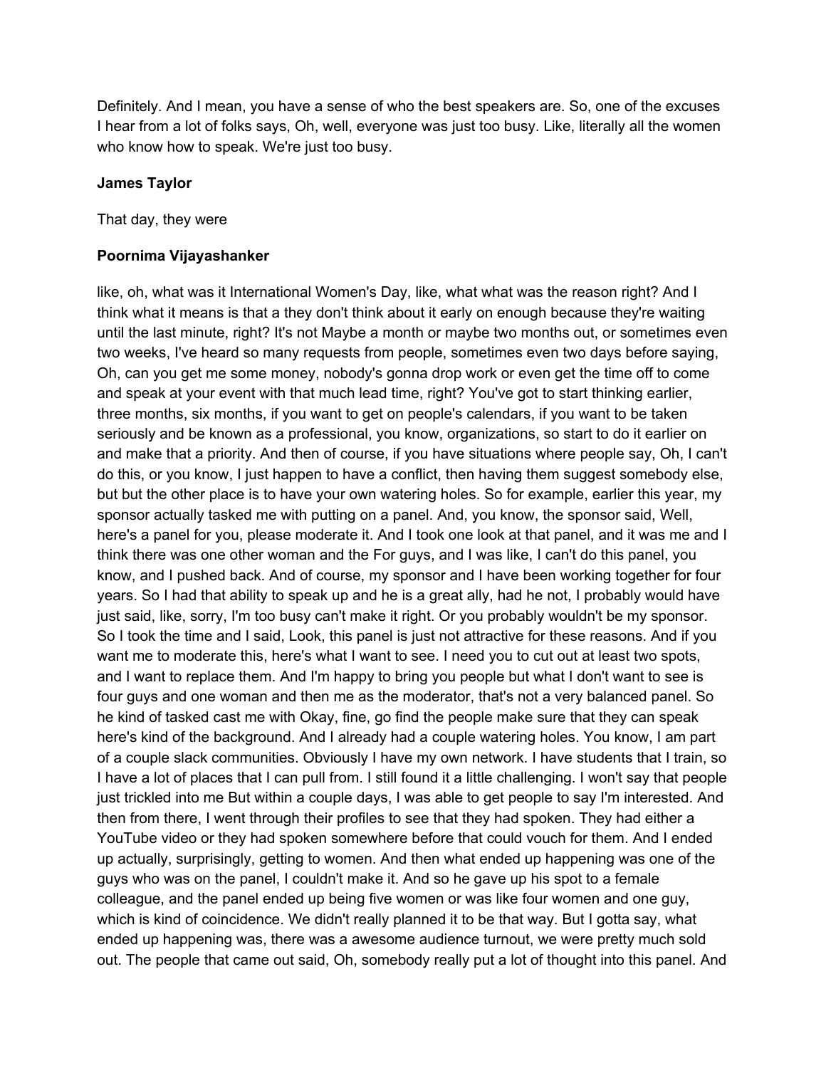Definitely. And I mean, you have a sense of who the best speakers are. So, one of the excuses I hear from a lot of folks says, Oh, well, everyone was just too busy. Like, literally all the women who know how to speak. We're just too busy.

**James Taylor**

That day, they were

**Poornima Vijayashanker**

like, oh, what was it International Women's Day, like, what what was the reason right? And I think what it means is that a they don't think about it early on enough because they're waiting until the last minute, right? It's not Maybe a month or maybe two months out, or sometimes even two weeks, I've heard so many requests from people, sometimes even two days before saying, Oh, can you get me some money, nobody's gonna drop work or even get the time off to come and speak at your event with that much lead time, right? You've got to start thinking earlier, three months, six months, if you want to get on people's calendars, if you want to be taken seriously and be known as a professional, you know, organizations, so start to do it earlier on and make that a priority. And then of course, if you have situations where people say, Oh, I can't do this, or you know, I just happen to have a conflict, then having them suggest somebody else, but but the other place is to have your own watering holes. So for example, earlier this year, my sponsor actually tasked me with putting on a panel. And, you know, the sponsor said, Well, here's a panel for you, please moderate it. And I took one look at that panel, and it was me and I think there was one other woman and the For guys, and I was like, I can't do this panel, you know, and I pushed back. And of course, my sponsor and I have been working together for four years. So I had that ability to speak up and he is a great ally, had he not, I probably would have just said, like, sorry, I'm too busy can't make it right. Or you probably wouldn't be my sponsor. So I took the time and I said, Look, this panel is just not attractive for these reasons. And if you want me to moderate this, here's what I want to see. I need you to cut out at least two spots, and I want to replace them. And I'm happy to bring you people but what I don't want to see is four guys and one woman and then me as the moderator, that's not a very balanced panel. So he kind of tasked cast me with Okay, fine, go find the people make sure that they can speak here's kind of the background. And I already had a couple watering holes. You know, I am part of a couple slack communities. Obviously I have my own network. I have students that I train, so I have a lot of places that I can pull from. I still found it a little challenging. I won't say that people just trickled into me But within a couple days, I was able to get people to say I'm interested. And then from there, I went through their profiles to see that they had spoken. They had either a YouTube video or they had spoken somewhere before that could vouch for them. And I ended up actually, surprisingly, getting to women. And then what ended up happening was one of the guys who was on the panel, I couldn't make it. And so he gave up his spot to a female colleague, and the panel ended up being five women or was like four women and one guy, which is kind of coincidence. We didn't really planned it to be that way. But I gotta say, what ended up happening was, there was a awesome audience turnout, we were pretty much sold out. The people that came out said, Oh, somebody really put a lot of thought into this panel. And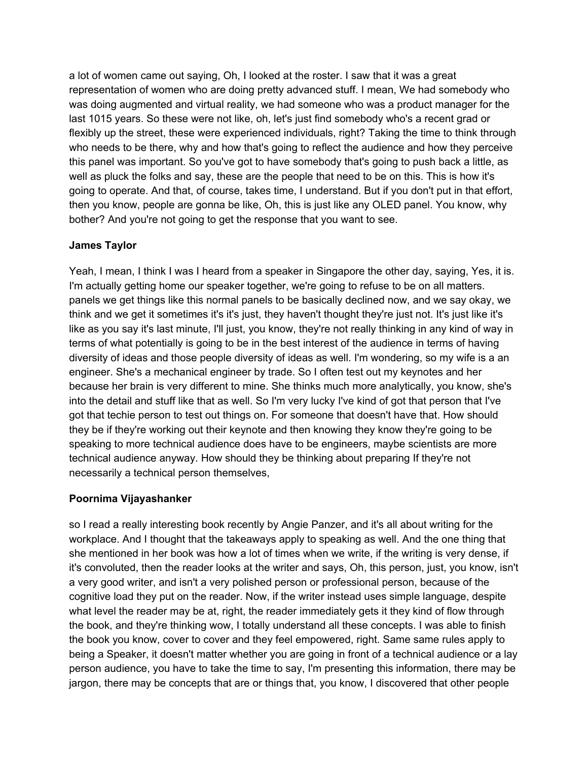a lot of women came out saying, Oh, I looked at the roster. I saw that it was a great representation of women who are doing pretty advanced stuff. I mean, We had somebody who was doing augmented and virtual reality, we had someone who was a product manager for the last 1015 years. So these were not like, oh, let's just find somebody who's a recent grad or flexibly up the street, these were experienced individuals, right? Taking the time to think through who needs to be there, why and how that's going to reflect the audience and how they perceive this panel was important. So you've got to have somebody that's going to push back a little, as well as pluck the folks and say, these are the people that need to be on this. This is how it's going to operate. And that, of course, takes time, I understand. But if you don't put in that effort, then you know, people are gonna be like, Oh, this is just like any OLED panel. You know, why bother? And you're not going to get the response that you want to see.

**James Taylor**

Yeah, I mean, I think I was I heard from a speaker in Singapore the other day, saying, Yes, it is. I'm actually getting home our speaker together, we're going to refuse to be on all matters. panels we get things like this normal panels to be basically declined now, and we say okay, we think and we get it sometimes it's it's just, they haven't thought they're just not. It's just like it's like as you say it's last minute, I'll just, you know, they're not really thinking in any kind of way in terms of what potentially is going to be in the best interest of the audience in terms of having diversity of ideas and those people diversity of ideas as well. I'm wondering, so my wife is a an engineer. She's a mechanical engineer by trade. So I often test out my keynotes and her because her brain is very different to mine. She thinks much more analytically, you know, she's into the detail and stuff like that as well. So I'm very lucky I've kind of got that person that I've got that techie person to test out things on. For someone that doesn't have that. How should they be if they're working out their keynote and then knowing they know they're going to be speaking to more technical audience does have to be engineers, maybe scientists are more technical audience anyway. How should they be thinking about preparing If they're not necessarily a technical person themselves,

**Poornima Vijayashanker**

so I read a really interesting book recently by Angie Panzer, and it's all about writing for the workplace. And I thought that the takeaways apply to speaking as well. And the one thing that she mentioned in her book was how a lot of times when we write, if the writing is very dense, if it's convoluted, then the reader looks at the writer and says, Oh, this person, just, you know, isn't a very good writer, and isn't a very polished person or professional person, because of the cognitive load they put on the reader. Now, if the writer instead uses simple language, despite what level the reader may be at, right, the reader immediately gets it they kind of flow through the book, and they're thinking wow, I totally understand all these concepts. I was able to finish the book you know, cover to cover and they feel empowered, right. Same same rules apply to being a Speaker, it doesn't matter whether you are going in front of a technical audience or a lay person audience, you have to take the time to say, I'm presenting this information, there may be jargon, there may be concepts that are or things that, you know, I discovered that other people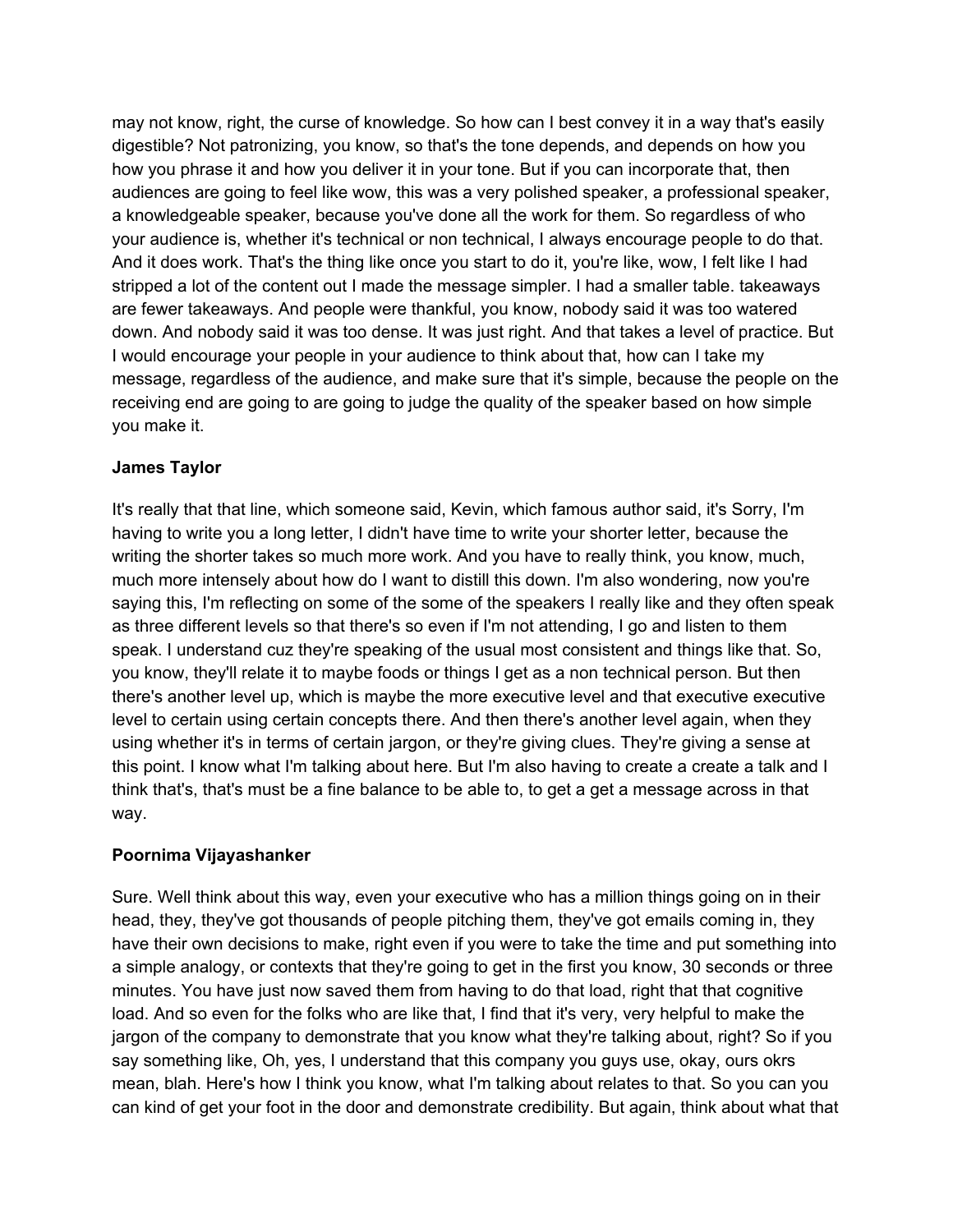may not know, right, the curse of knowledge. So how can I best convey it in a way that's easily digestible? Not patronizing, you know, so that's the tone depends, and depends on how you how you phrase it and how you deliver it in your tone. But if you can incorporate that, then audiences are going to feel like wow, this was a very polished speaker, a professional speaker, a knowledgeable speaker, because you've done all the work for them. So regardless of who your audience is, whether it's technical or non technical, I always encourage people to do that. And it does work. That's the thing like once you start to do it, you're like, wow, I felt like I had stripped a lot of the content out I made the message simpler. I had a smaller table. takeaways are fewer takeaways. And people were thankful, you know, nobody said it was too watered down. And nobody said it was too dense. It was just right. And that takes a level of practice. But I would encourage your people in your audience to think about that, how can I take my message, regardless of the audience, and make sure that it's simple, because the people on the receiving end are going to are going to judge the quality of the speaker based on how simple you make it.

**James Taylor**

It's really that that line, which someone said, Kevin, which famous author said, it's Sorry, I'm having to write you a long letter, I didn't have time to write your shorter letter, because the writing the shorter takes so much more work. And you have to really think, you know, much, much more intensely about how do I want to distill this down. I'm also wondering, now you're saying this, I'm reflecting on some of the some of the speakers I really like and they often speak as three different levels so that there's so even if I'm not attending, I go and listen to them speak. I understand cuz they're speaking of the usual most consistent and things like that. So, you know, they'll relate it to maybe foods or things I get as a non technical person. But then there's another level up, which is maybe the more executive level and that executive executive level to certain using certain concepts there. And then there's another level again, when they using whether it's in terms of certain jargon, or they're giving clues. They're giving a sense at this point. I know what I'm talking about here. But I'm also having to create a create a talk and I think that's, that's must be a fine balance to be able to, to get a get a message across in that way.

**Poornima Vijayashanker**

Sure. Well think about this way, even your executive who has a million things going on in their head, they, they've got thousands of people pitching them, they've got emails coming in, they have their own decisions to make, right even if you were to take the time and put something into a simple analogy, or contexts that they're going to get in the first you know, 30 seconds or three minutes. You have just now saved them from having to do that load, right that that cognitive load. And so even for the folks who are like that, I find that it's very, very helpful to make the jargon of the company to demonstrate that you know what they're talking about, right? So if you say something like, Oh, yes, I understand that this company you guys use, okay, ours okrs mean, blah. Here's how I think you know, what I'm talking about relates to that. So you can you can kind of get your foot in the door and demonstrate credibility. But again, think about what that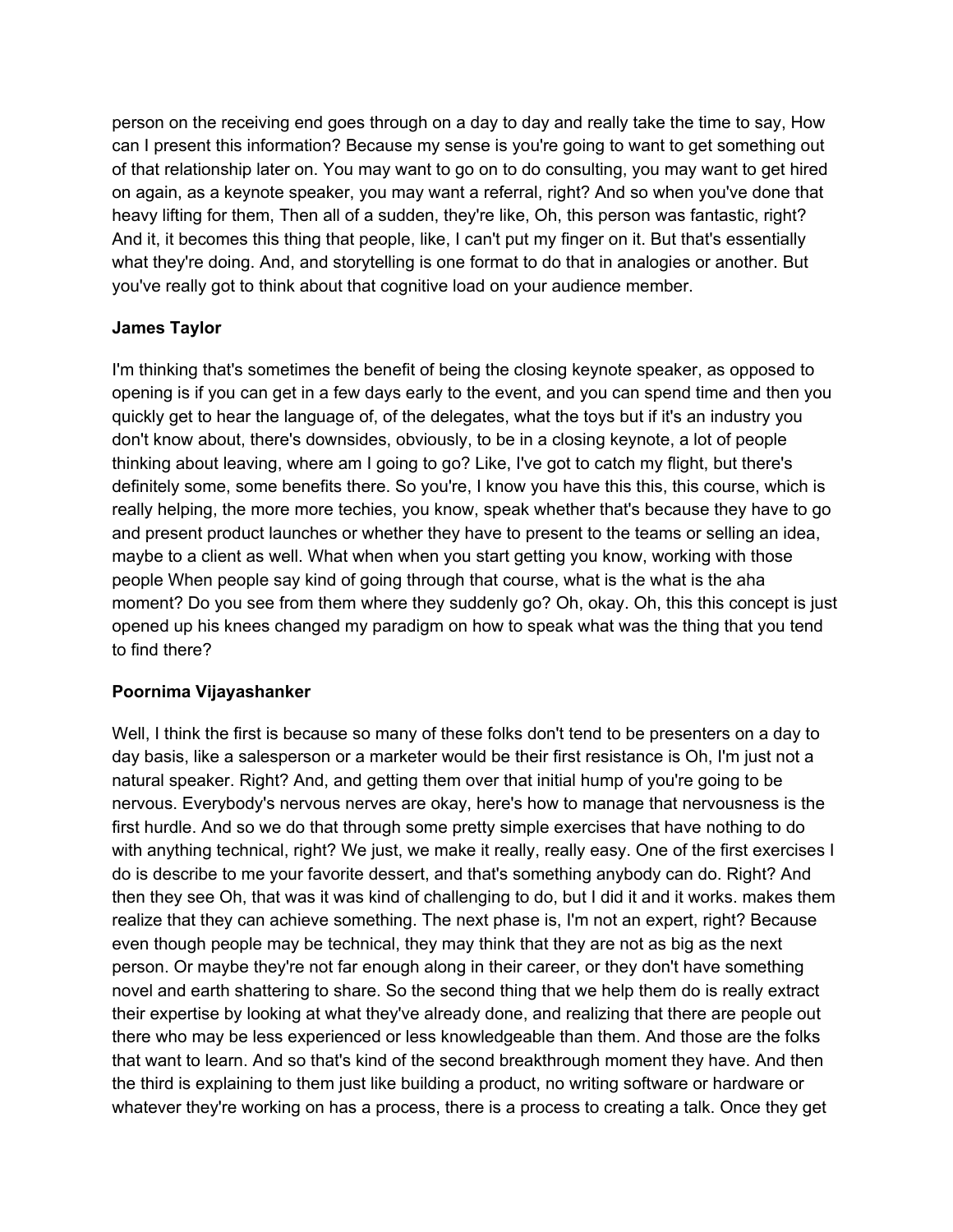person on the receiving end goes through on a day to day and really take the time to say, How can I present this information? Because my sense is you're going to want to get something out of that relationship later on. You may want to go on to do consulting, you may want to get hired on again, as a keynote speaker, you may want a referral, right? And so when you've done that heavy lifting for them, Then all of a sudden, they're like, Oh, this person was fantastic, right? And it, it becomes this thing that people, like, I can't put my finger on it. But that's essentially what they're doing. And, and storytelling is one format to do that in analogies or another. But you've really got to think about that cognitive load on your audience member.

**James Taylor**

I'm thinking that's sometimes the benefit of being the closing keynote speaker, as opposed to opening is if you can get in a few days early to the event, and you can spend time and then you quickly get to hear the language of, of the delegates, what the toys but if it's an industry you don't know about, there's downsides, obviously, to be in a closing keynote, a lot of people thinking about leaving, where am I going to go? Like, I've got to catch my flight, but there's definitely some, some benefits there. So you're, I know you have this this, this course, which is really helping, the more more techies, you know, speak whether that's because they have to go and present product launches or whether they have to present to the teams or selling an idea, maybe to a client as well. What when when you start getting you know, working with those people When people say kind of going through that course, what is the what is the aha moment? Do you see from them where they suddenly go? Oh, okay. Oh, this this concept is just opened up his knees changed my paradigm on how to speak what was the thing that you tend to find there?

**Poornima Vijayashanker**

Well, I think the first is because so many of these folks don't tend to be presenters on a day to day basis, like a salesperson or a marketer would be their first resistance is Oh, I'm just not a natural speaker. Right? And, and getting them over that initial hump of you're going to be nervous. Everybody's nervous nerves are okay, here's how to manage that nervousness is the first hurdle. And so we do that through some pretty simple exercises that have nothing to do with anything technical, right? We just, we make it really, really easy. One of the first exercises I do is describe to me your favorite dessert, and that's something anybody can do. Right? And then they see Oh, that was it was kind of challenging to do, but I did it and it works. makes them realize that they can achieve something. The next phase is, I'm not an expert, right? Because even though people may be technical, they may think that they are not as big as the next person. Or maybe they're not far enough along in their career, or they don't have something novel and earth shattering to share. So the second thing that we help them do is really extract their expertise by looking at what they've already done, and realizing that there are people out there who may be less experienced or less knowledgeable than them. And those are the folks that want to learn. And so that's kind of the second breakthrough moment they have. And then the third is explaining to them just like building a product, no writing software or hardware or whatever they're working on has a process, there is a process to creating a talk. Once they get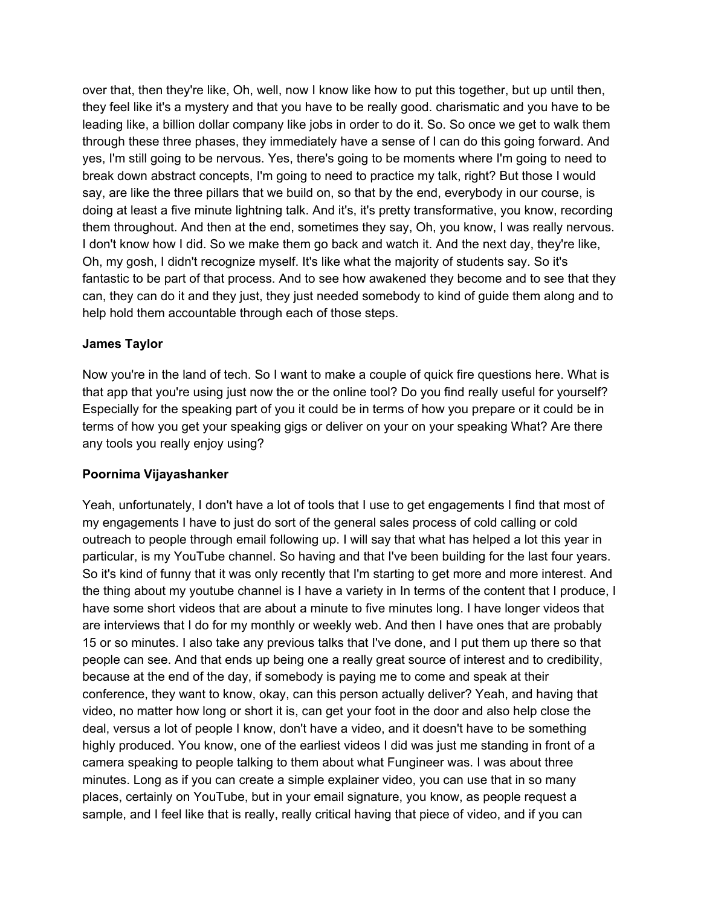over that, then they're like, Oh, well, now I know like how to put this together, but up until then, they feel like it's a mystery and that you have to be really good. charismatic and you have to be leading like, a billion dollar company like jobs in order to do it. So. So once we get to walk them through these three phases, they immediately have a sense of I can do this going forward. And yes, I'm still going to be nervous. Yes, there's going to be moments where I'm going to need to break down abstract concepts, I'm going to need to practice my talk, right? But those I would say, are like the three pillars that we build on, so that by the end, everybody in our course, is doing at least a five minute lightning talk. And it's, it's pretty transformative, you know, recording them throughout. And then at the end, sometimes they say, Oh, you know, I was really nervous. I don't know how I did. So we make them go back and watch it. And the next day, they're like, Oh, my gosh, I didn't recognize myself. It's like what the majority of students say. So it's fantastic to be part of that process. And to see how awakened they become and to see that they can, they can do it and they just, they just needed somebody to kind of guide them along and to help hold them accountable through each of those steps.

**James Taylor**

Now you're in the land of tech. So I want to make a couple of quick fire questions here. What is that app that you're using just now the or the online tool? Do you find really useful for yourself? Especially for the speaking part of you it could be in terms of how you prepare or it could be in terms of how you get your speaking gigs or deliver on your on your speaking What? Are there any tools you really enjoy using?

**Poornima Vijayashanker**

Yeah, unfortunately, I don't have a lot of tools that I use to get engagements I find that most of my engagements I have to just do sort of the general sales process of cold calling or cold outreach to people through email following up. I will say that what has helped a lot this year in particular, is my YouTube channel. So having and that I've been building for the last four years. So it's kind of funny that it was only recently that I'm starting to get more and more interest. And the thing about my youtube channel is I have a variety In In terms of the content that I produce, I have some short videos that are about a minute to five minutes long. I have longer videos that are interviews that I do for my monthly or weekly web. And then I have ones that are probably 15 or so minutes. I also take any previous talks that I've done, and I put them up there so that people can see. And that ends up being one a really great source of interest and to credibility, because at the end of the day, if somebody is paying me to come and speak at their conference, they want to know, okay, can this person actually deliver? Yeah, and having that video, no matter how long or short it is, can get your foot in the door and also help close the deal, versus a lot of people I know, don't have a video, and it doesn't have to be something highly produced. You know, one of the earliest videos I did was just me standing in front of a camera speaking to people talking to them about what Fungineer was. I was about three minutes. Long as if you can create a simple explainer video, you can use that in so many places, certainly on YouTube, but in your email signature, you know, as people request a sample, and I feel like that is really, really critical having that piece of video, and if you can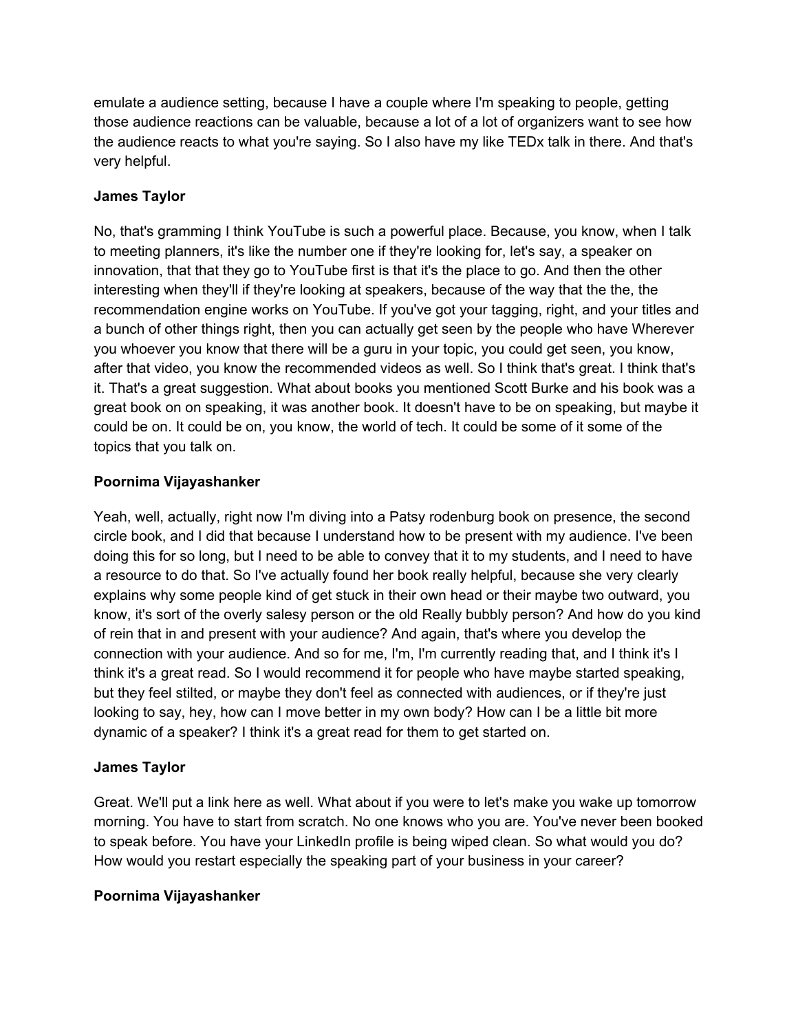emulate a audience setting, because I have a couple where I'm speaking to people, getting those audience reactions can be valuable, because a lot of a lot of organizers want to see how the audience reacts to what you're saying. So I also have my like TEDx talk in there. And that's very helpful.

**James Taylor**

No, that's gramming I think YouTube is such a powerful place. Because, you know, when I talk to meeting planners, it's like the number one if they're looking for, let's say, a speaker on innovation, that that they go to YouTube first is that it's the place to go. And then the other interesting when they'll if they're looking at speakers, because of the way that the the, the recommendation engine works on YouTube. If you've got your tagging, right, and your titles and a bunch of other things right, then you can actually get seen by the people who have Wherever you whoever you know that there will be a guru in your topic, you could get seen, you know, after that video, you know the recommended videos as well. So I think that's great. I think that's it. That's a great suggestion. What about books you mentioned Scott Burke and his book was a great book on on speaking, it was another book. It doesn't have to be on speaking, but maybe it could be on. It could be on, you know, the world of tech. It could be some of it some of the topics that you talk on.

**Poornima Vijayashanker**

Yeah, well, actually, right now I'm diving into a Patsy rodenburg book on presence, the second circle book, and I did that because I understand how to be present with my audience. I've been doing this for so long, but I need to be able to convey that it to my students, and I need to have a resource to do that. So I've actually found her book really helpful, because she very clearly explains why some people kind of get stuck in their own head or their maybe two outward, you know, it's sort of the overly salesy person or the old Really bubbly person? And how do you kind of rein that in and present with your audience? And again, that's where you develop the connection with your audience. And so for me, I'm, I'm currently reading that, and I think it's I think it's a great read. So I would recommend it for people who have maybe started speaking, but they feel stilted, or maybe they don't feel as connected with audiences, or if they're just looking to say, hey, how can I move better in my own body? How can I be a little bit more dynamic of a speaker? I think it's a great read for them to get started on.

**James Taylor**

Great. We'll put a link here as well. What about if you were to let's make you wake up tomorrow morning. You have to start from scratch. No one knows who you are. You've never been booked to speak before. You have your LinkedIn profile is being wiped clean. So what would you do? How would you restart especially the speaking part of your business in your career?

**Poornima Vijayashanker**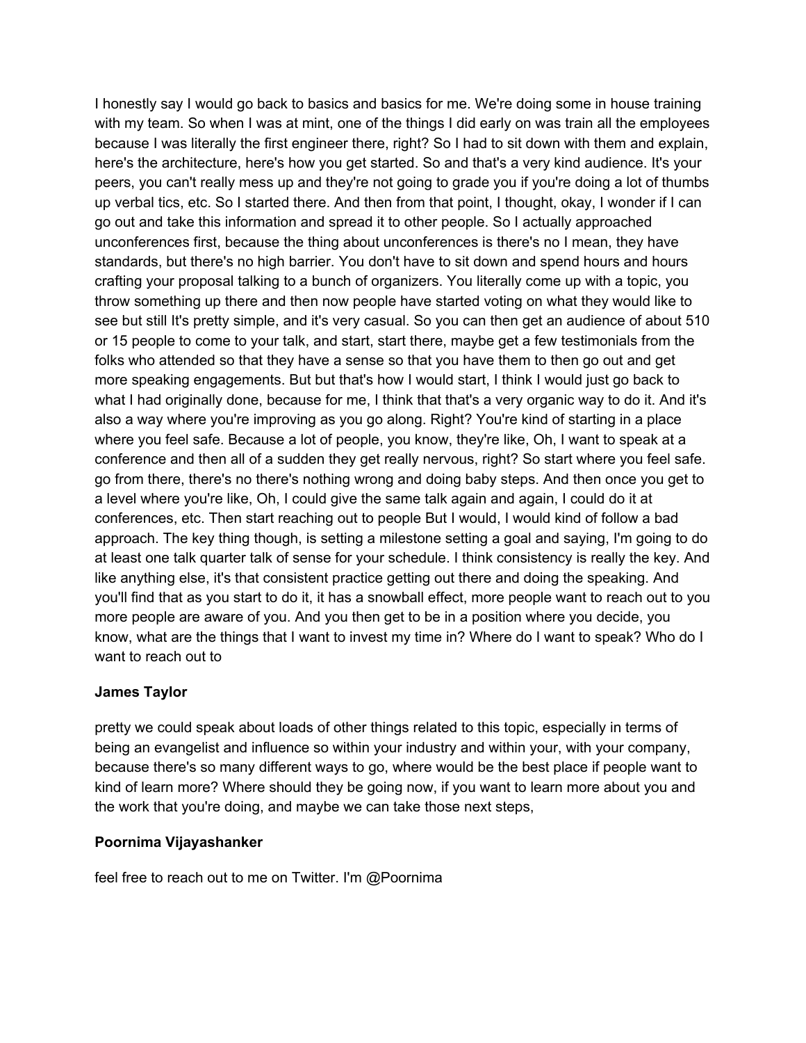I honestly say I would go back to basics and basics for me. We're doing some in house training with my team. So when I was at mint, one of the things I did early on was train all the employees because I was literally the first engineer there, right? So I had to sit down with them and explain, here's the architecture, here's how you get started. So and that's a very kind audience. It's your peers, you can't really mess up and they're not going to grade you if you're doing a lot of thumbs up verbal tics, etc. So I started there. And then from that point, I thought, okay, I wonder if I can go out and take this information and spread it to other people. So I actually approached unconferences first, because the thing about unconferences is there's no I mean, they have standards, but there's no high barrier. You don't have to sit down and spend hours and hours crafting your proposal talking to a bunch of organizers. You literally come up with a topic, you throw something up there and then now people have started voting on what they would like to see but still It's pretty simple, and it's very casual. So you can then get an audience of about 510 or 15 people to come to your talk, and start, start there, maybe get a few testimonials from the folks who attended so that they have a sense so that you have them to then go out and get more speaking engagements. But but that's how I would start, I think I would just go back to what I had originally done, because for me, I think that that's a very organic way to do it. And it's also a way where you're improving as you go along. Right? You're kind of starting in a place where you feel safe. Because a lot of people, you know, they're like, Oh, I want to speak at a conference and then all of a sudden they get really nervous, right? So start where you feel safe. go from there, there's no there's nothing wrong and doing baby steps. And then once you get to a level where you're like, Oh, I could give the same talk again and again, I could do it at conferences, etc. Then start reaching out to people But I would, I would kind of follow a bad approach. The key thing though, is setting a milestone setting a goal and saying, I'm going to do at least one talk quarter talk of sense for your schedule. I think consistency is really the key. And like anything else, it's that consistent practice getting out there and doing the speaking. And you'll find that as you start to do it, it has a snowball effect, more people want to reach out to you more people are aware of you. And you then get to be in a position where you decide, you know, what are the things that I want to invest my time in? Where do I want to speak? Who do I want to reach out to

**James Taylor**

pretty we could speak about loads of other things related to this topic, especially in terms of being an evangelist and influence so within your industry and within your, with your company, because there's so many different ways to go, where would be the best place if people want to kind of learn more? Where should they be going now, if you want to learn more about you and the work that you're doing, and maybe we can take those next steps,

**Poornima Vijayashanker**

feel free to reach out to me on Twitter. I'm @Poornima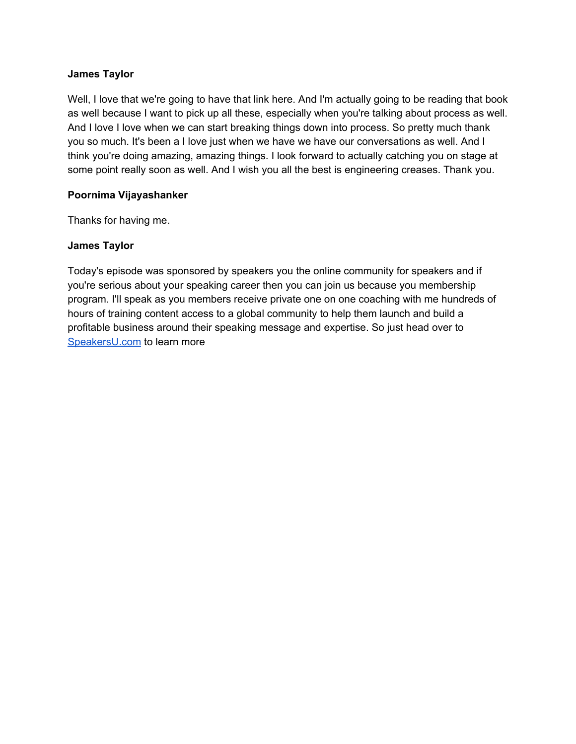**James Taylor**

Well, I love that we're going to have that link here. And I'm actually going to be reading that book as well because I want to pick up all these, especially when you're talking about process as well. And I love I love when we can start breaking things down into process. So pretty much thank you so much. It's been a I love just when we have we have our conversations as well. And I think you're doing amazing, amazing things. I look forward to actually catching you on stage at some point really soon as well. And I wish you all the best is engineering creases. Thank you.

**Poornima Vijayashanker**

Thanks for having me.

**James Taylor**

Today's episode was sponsored by speakers you the online community for speakers and if you're serious about your speaking career then you can join us because you membership program. I'll speak as you members receive private one on one coaching with me hundreds of hours of training content access to a global community to help them launch and build a profitable business around their speaking message and expertise. So just head over to [SpeakersU.com](http://SpeakersU.com) to learn more